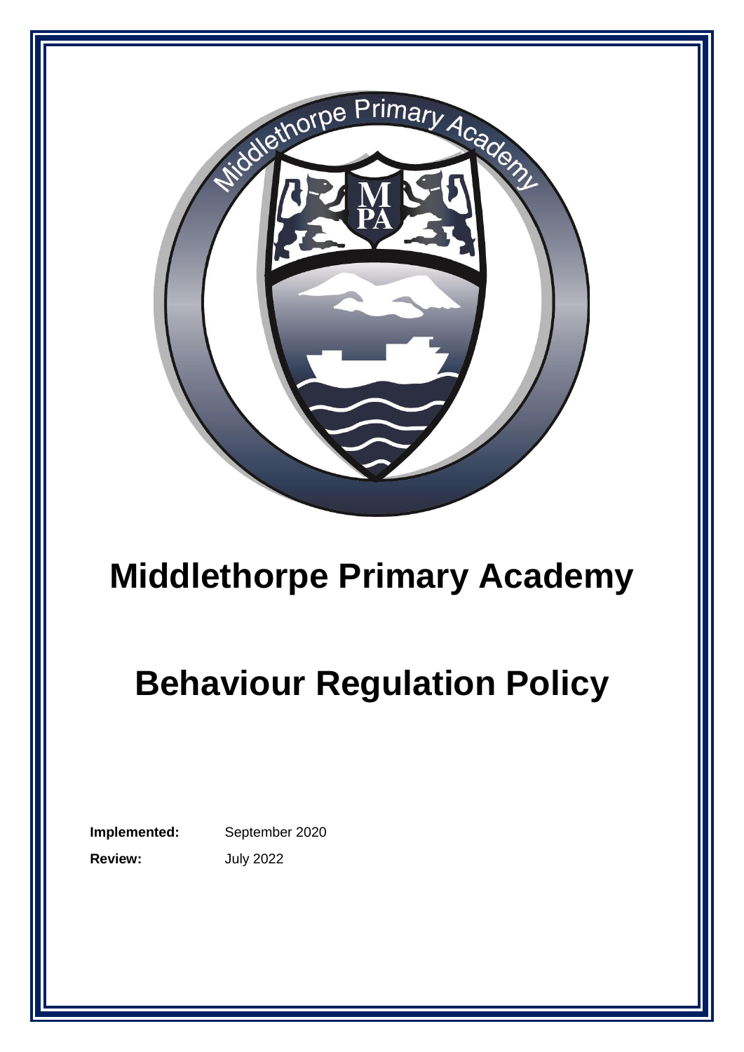# Middlethorpe Primary Academy

# Behaviour Regulation Policy

**Implemented:** September 2020

**Review:** July 2022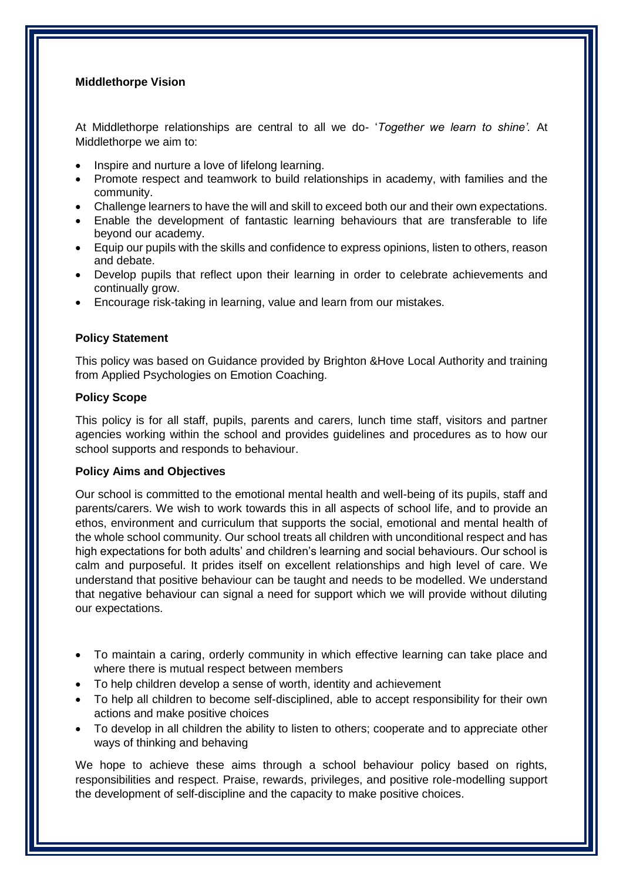**Middlethorpe Vision**

At Middlethorpe relationships are central to all we do- '*Together we learn to shine'*. At Middlethorpe we aim to:

- Inspire and nurture a love of lifelong learning.
- Promote respect and teamwork to build relationships in academy, with families and the community.
- Challenge learners to have the will and skill to exceed both our and their own expectations.
- Enable the development of fantastic learning behaviours that are transferable to life beyond our academy.
- Equip our pupils with the skills and confidence to express opinions, listen to others, reason and debate.
- Develop pupils that reflect upon their learning in order to celebrate achievements and continually grow.
- Encourage risk-taking in learning, value and learn from our mistakes.

**Policy Statement**

This policy was based on Guidance provided by Brighton &Hove Local Authority and training from Applied Psychologies on Emotion Coaching.

**Policy Scope**

This policy is for all staff, pupils, parents and carers, lunch time staff, visitors and partner agencies working within the school and provides guidelines and procedures as to how our school supports and responds to behaviour.

**Policy Aims and Objectives**

Our school is committed to the emotional mental health and well-being of its pupils, staff and parents/carers. We wish to work towards this in all aspects of school life, and to provide an ethos, environment and curriculum that supports the social, emotional and mental health of the whole school community. Our school treats all children with unconditional respect and has high expectations for both adults' and children's learning and social behaviours. Our school is calm and purposeful. It prides itself on excellent relationships and high level of care. We understand that positive behaviour can be taught and needs to be modelled. We understand that negative behaviour can signal a need for support which we will provide without diluting our expectations.

- To maintain a caring, orderly community in which effective learning can take place and where there is mutual respect between members
- To help children develop a sense of worth, identity and achievement
- To help all children to become self-disciplined, able to accept responsibility for their own actions and make positive choices
- To develop in all children the ability to listen to others; cooperate and to appreciate other ways of thinking and behaving

We hope to achieve these aims through a school behaviour policy based on rights, responsibilities and respect. Praise, rewards, privileges, and positive role-modelling support the development of self-discipline and the capacity to make positive choices.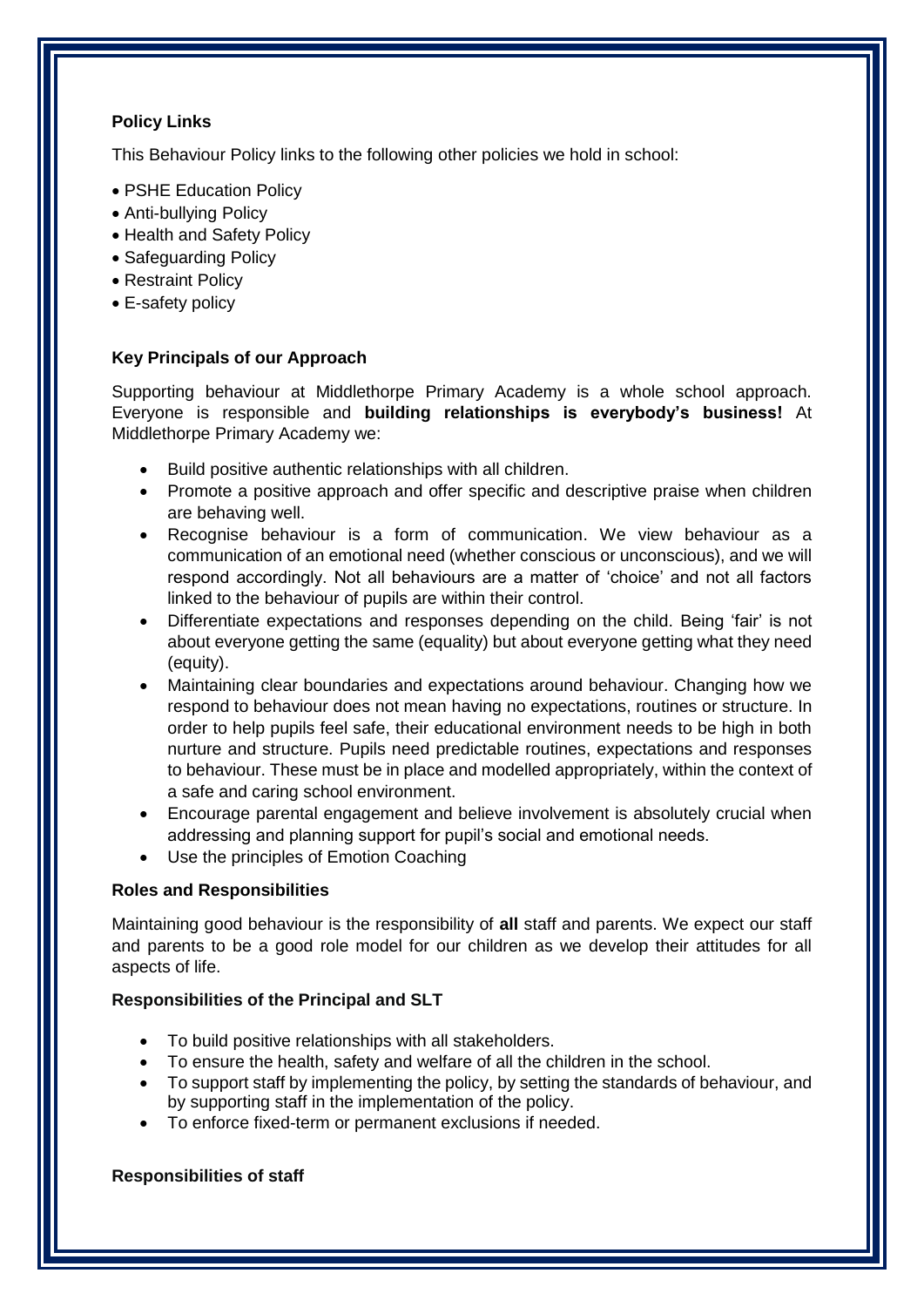**Policy Links**

This Behaviour Policy links to the following other policies we hold in school:

- PSHE Education Policy
- Anti-bullying Policy
- Health and Safety Policy
- Safeguarding Policy
- Restraint Policy
- E-safety policy

**Key Principals of our Approach**

Supporting behaviour at Middlethorpe Primary Academy is a whole school approach. Everyone is responsible and **building relationships is everybody's business!** At Middlethorpe Primary Academy we:

- Build positive authentic relationships with all children.
- Promote a positive approach and offer specific and descriptive praise when children are behaving well.
- Recognise behaviour is a form of communication. We view behaviour as a communication of an emotional need (whether conscious or unconscious), and we will respond accordingly. Not all behaviours are a matter of 'choice' and not all factors linked to the behaviour of pupils are within their control.
- Differentiate expectations and responses depending on the child. Being 'fair' is not about everyone getting the same (equality) but about everyone getting what they need (equity).
- Maintaining clear boundaries and expectations around behaviour. Changing how we respond to behaviour does not mean having no expectations, routines or structure. In order to help pupils feel safe, their educational environment needs to be high in both nurture and structure. Pupils need predictable routines, expectations and responses to behaviour. These must be in place and modelled appropriately, within the context of a safe and caring school environment.
- Encourage parental engagement and believe involvement is absolutely crucial when addressing and planning support for pupil's social and emotional needs.
- Use the principles of Emotion Coaching

**Roles and Responsibilities**

Maintaining good behaviour is the responsibility of **all** staff and parents. We expect our staff and parents to be a good role model for our children as we develop their attitudes for all aspects of life.

**Responsibilities of the Principal and SLT**

- To build positive relationships with all stakeholders.
- To ensure the health, safety and welfare of all the children in the school.
- To support staff by implementing the policy, by setting the standards of behaviour, and by supporting staff in the implementation of the policy.
- To enforce fixed-term or permanent exclusions if needed.

**Responsibilities of staff**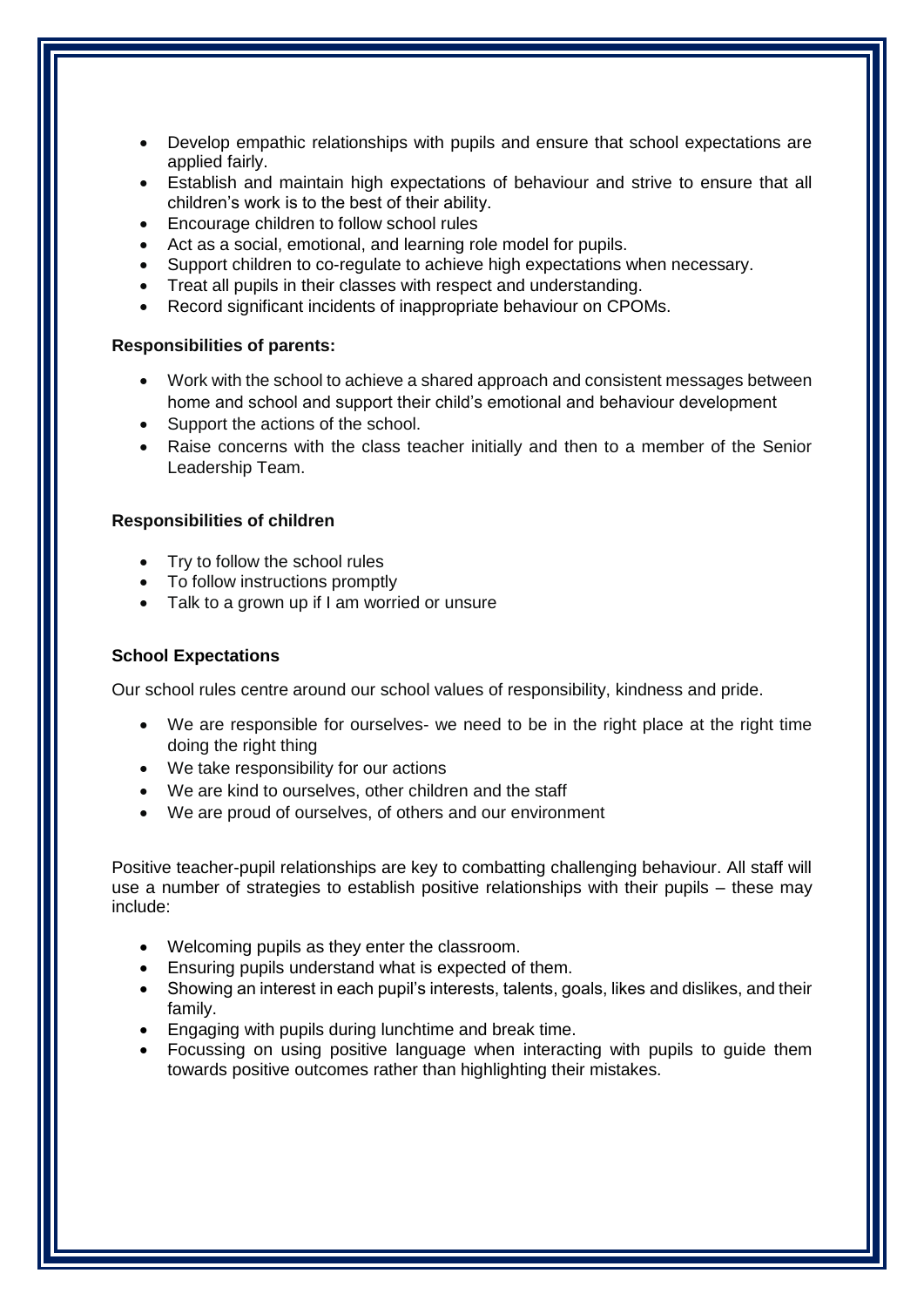- Develop empathic relationships with pupils and ensure that school expectations are applied fairly.
- Establish and maintain high expectations of behaviour and strive to ensure that all children's work is to the best of their ability.
- Encourage children to follow school rules
- Act as a social, emotional, and learning role model for pupils.
- Support children to co-regulate to achieve high expectations when necessary.
- Treat all pupils in their classes with respect and understanding.
- Record significant incidents of inappropriate behaviour on CPOMs.

**Responsibilities of parents:**

- Work with the school to achieve a shared approach and consistent messages between home and school and support their child's emotional and behaviour development
- Support the actions of the school.
- Raise concerns with the class teacher initially and then to a member of the Senior Leadership Team.

**Responsibilities of children**

- Try to follow the school rules
- To follow instructions promptly
- Talk to a grown up if I am worried or unsure

**School Expectations**

Our school rules centre around our school values of responsibility, kindness and pride.

- We are responsible for ourselves- we need to be in the right place at the right time doing the right thing
- We take responsibility for our actions
- We are kind to ourselves, other children and the staff
- We are proud of ourselves, of others and our environment

Positive teacher-pupil relationships are key to combatting challenging behaviour. All staff will use a number of strategies to establish positive relationships with their pupils – these may include:

- Welcoming pupils as they enter the classroom.
- Ensuring pupils understand what is expected of them.
- Showing an interest in each pupil's interests, talents, goals, likes and dislikes, and their family.
- Engaging with pupils during lunchtime and break time.
- Focussing on using positive language when interacting with pupils to guide them towards positive outcomes rather than highlighting their mistakes.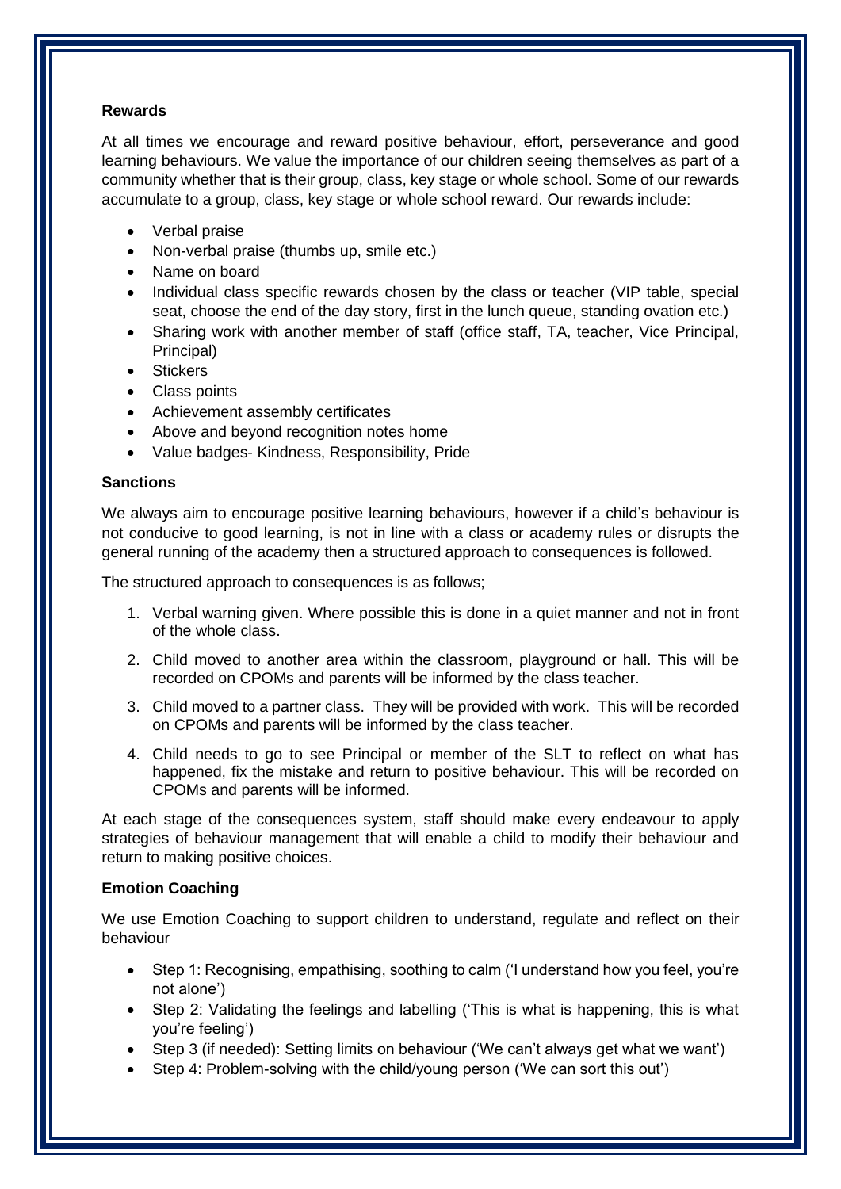**Rewards**

At all times we encourage and reward positive behaviour, effort, perseverance and good learning behaviours. We value the importance of our children seeing themselves as part of a community whether that is their group, class, key stage or whole school. Some of our rewards accumulate to a group, class, key stage or whole school reward. Our rewards include:

- Verbal praise
- Non-verbal praise (thumbs up, smile etc.)
- Name on board
- Individual class specific rewards chosen by the class or teacher (VIP table, special seat, choose the end of the day story, first in the lunch queue, standing ovation etc.)
- Sharing work with another member of staff (office staff, TA, teacher, Vice Principal, Principal)
- Stickers
- Class points
- Achievement assembly certificates
- Above and beyond recognition notes home
- Value badges- Kindness, Responsibility, Pride

**Sanctions**

We always aim to encourage positive learning behaviours, however if a child's behaviour is not conducive to good learning, is not in line with a class or academy rules or disrupts the general running of the academy then a structured approach to consequences is followed.

The structured approach to consequences is as follows;

1. Verbal warning given. Where possible this is done in a quiet manner and not in front of the whole class.
2. Child moved to another area within the classroom, playground or hall. This will be recorded on CPOMs and parents will be informed by the class teacher.
3. Child moved to a partner class. They will be provided with work. This will be recorded on CPOMs and parents will be informed by the class teacher.
4. Child needs to go to see Principal or member of the SLT to reflect on what has happened, fix the mistake and return to positive behaviour. This will be recorded on CPOMs and parents will be informed.

At each stage of the consequences system, staff should make every endeavour to apply strategies of behaviour management that will enable a child to modify their behaviour and return to making positive choices.

**Emotion Coaching**

We use Emotion Coaching to support children to understand, regulate and reflect on their behaviour

- Step 1: Recognising, empathising, soothing to calm ('I understand how you feel, you're not alone')
- Step 2: Validating the feelings and labelling ('This is what is happening, this is what you're feeling')
- Step 3 (if needed): Setting limits on behaviour ('We can't always get what we want')
- Step 4: Problem-solving with the child/young person ('We can sort this out')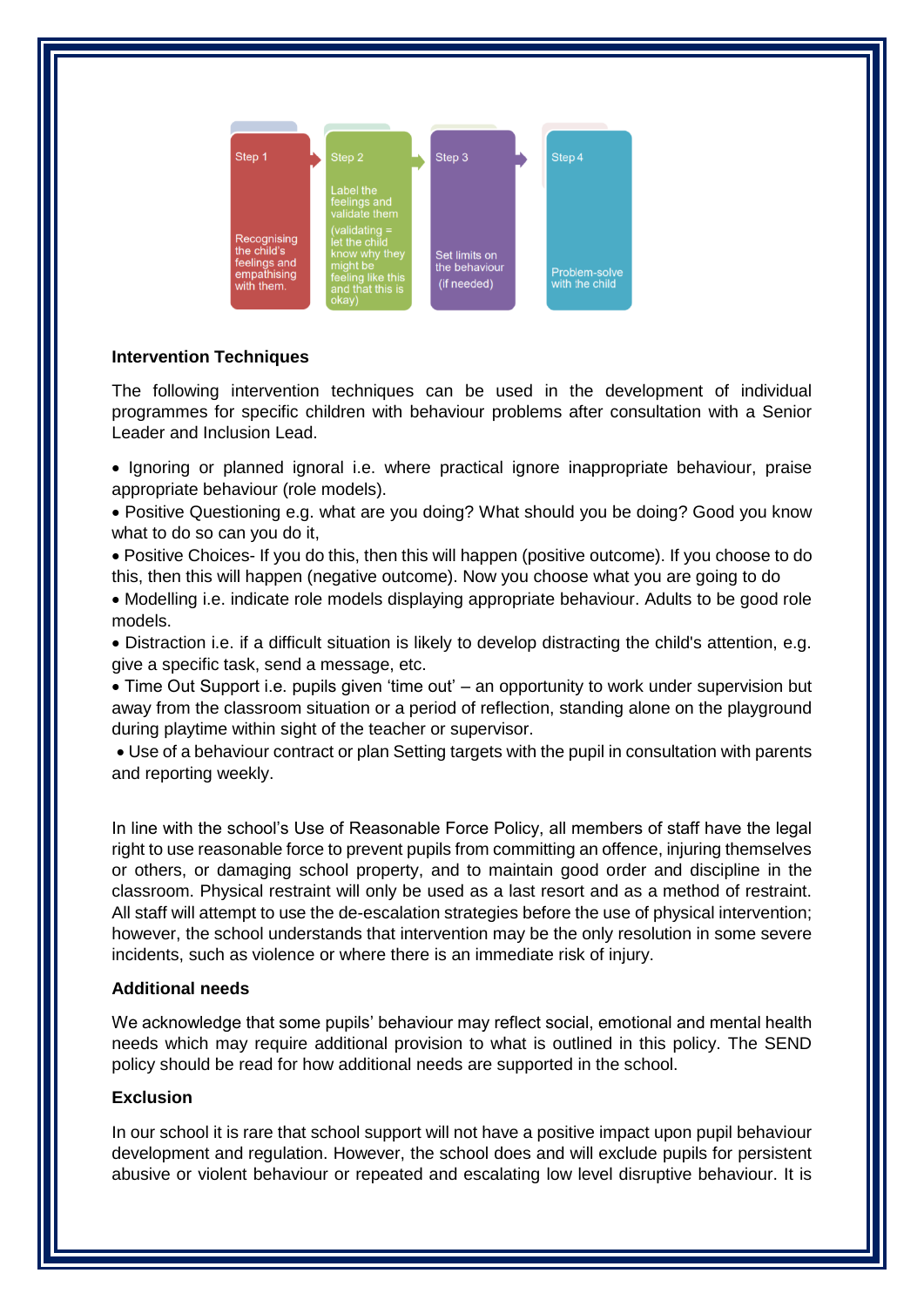Step 1

Recognising the child's feelings and empathising with them.

Step 2

Label the feelings and validate them

(validating = let the child know why they might be feeling like this and that this is okay)

Step 3

Set limits on the behaviour

(if needed)

Step 4

Problem-solve with the child

**Intervention Techniques**

The following intervention techniques can be used in the development of individual programmes for specific children with behaviour problems after consultation with a Senior Leader and Inclusion Lead.

- Ignoring or planned ignoral i.e. where practical ignore inappropriate behaviour, praise appropriate behaviour (role models).
- Positive Questioning e.g. what are you doing? What should you be doing? Good you know what to do so can you do it,
- Positive Choices- If you do this, then this will happen (positive outcome). If you choose to do this, then this will happen (negative outcome). Now you choose what you are going to do
- Modelling i.e. indicate role models displaying appropriate behaviour. Adults to be good role models.
- Distraction i.e. if a difficult situation is likely to develop distracting the child's attention, e.g. give a specific task, send a message, etc.
- Time Out Support i.e. pupils given 'time out' – an opportunity to work under supervision but away from the classroom situation or a period of reflection, standing alone on the playground during playtime within sight of the teacher or supervisor.
- Use of a behaviour contract or plan Setting targets with the pupil in consultation with parents and reporting weekly.

In line with the school's Use of Reasonable Force Policy, all members of staff have the legal right to use reasonable force to prevent pupils from committing an offence, injuring themselves or others, or damaging school property, and to maintain good order and discipline in the classroom. Physical restraint will only be used as a last resort and as a method of restraint. All staff will attempt to use the de-escalation strategies before the use of physical intervention; however, the school understands that intervention may be the only resolution in some severe incidents, such as violence or where there is an immediate risk of injury.

**Additional needs**

We acknowledge that some pupils' behaviour may reflect social, emotional and mental health needs which may require additional provision to what is outlined in this policy. The SEND policy should be read for how additional needs are supported in the school.

**Exclusion**

In our school it is rare that school support will not have a positive impact upon pupil behaviour development and regulation. However, the school does and will exclude pupils for persistent abusive or violent behaviour or repeated and escalating low level disruptive behaviour. It is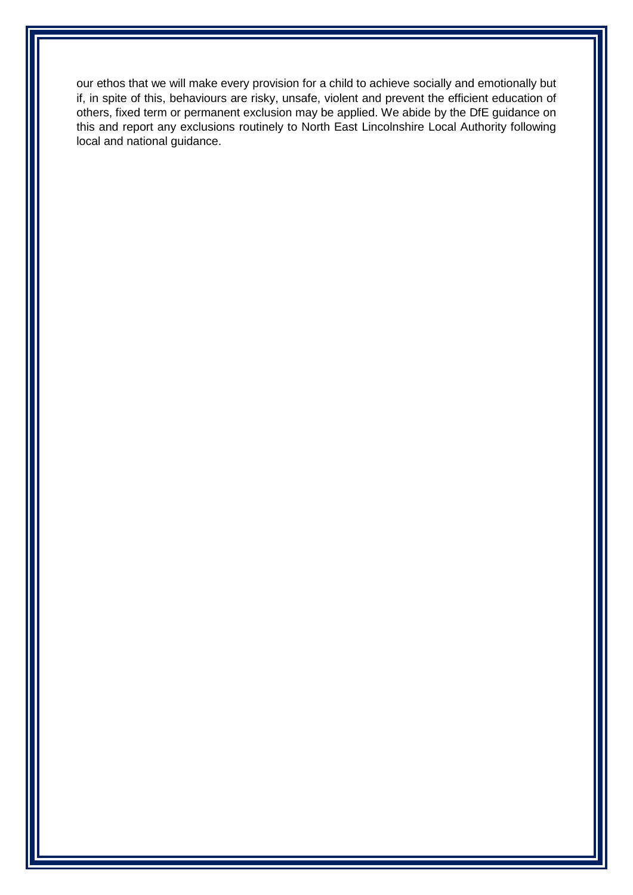our ethos that we will make every provision for a child to achieve socially and emotionally but if, in spite of this, behaviours are risky, unsafe, violent and prevent the efficient education of others, fixed term or permanent exclusion may be applied. We abide by the DfE guidance on this and report any exclusions routinely to North East Lincolnshire Local Authority following local and national guidance.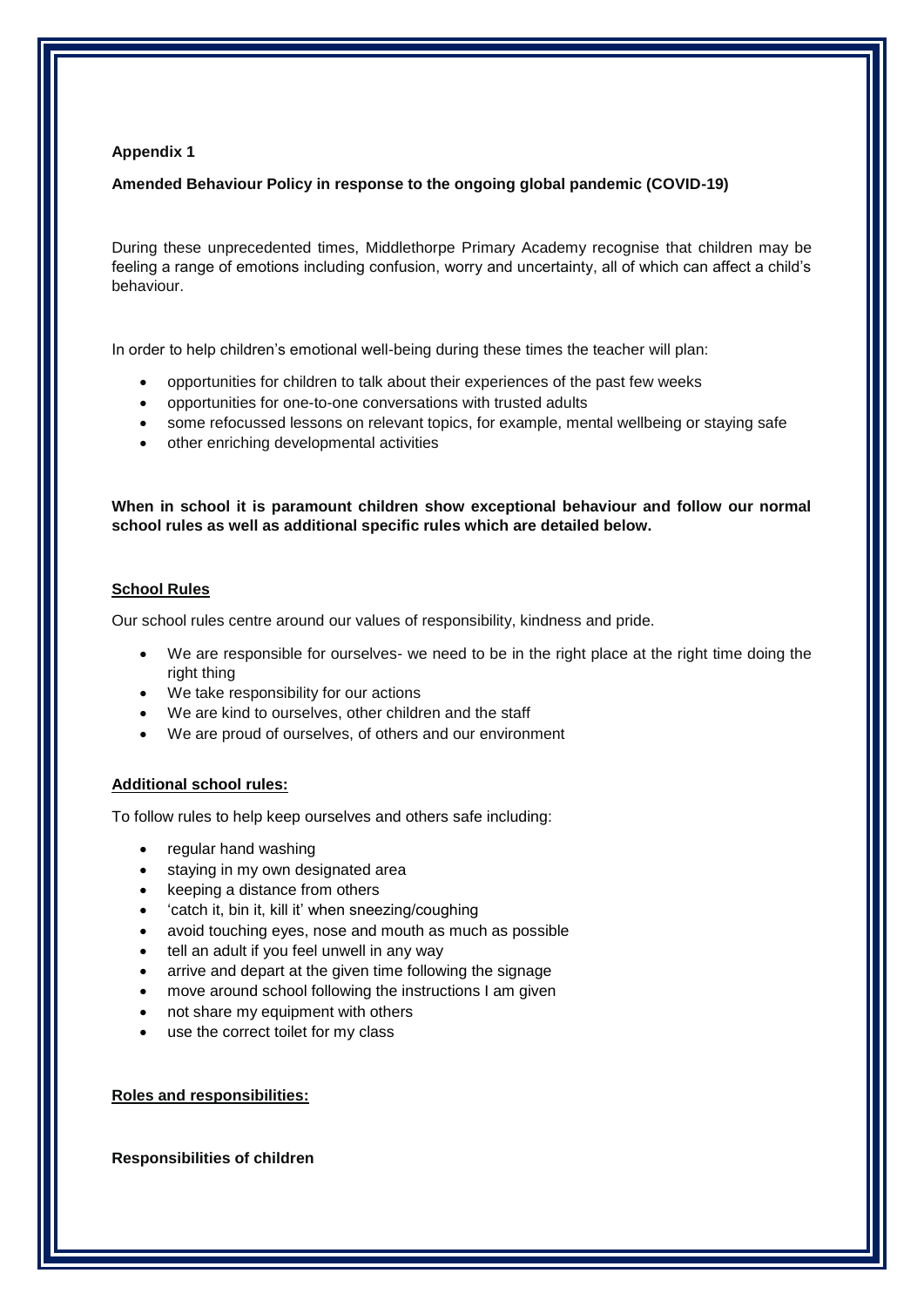**Appendix 1**

**Amended Behaviour Policy in response to the ongoing global pandemic (COVID-19)**

During these unprecedented times, Middlethorpe Primary Academy recognise that children may be feeling a range of emotions including confusion, worry and uncertainty, all of which can affect a child's behaviour.

In order to help children's emotional well-being during these times the teacher will plan:

- opportunities for children to talk about their experiences of the past few weeks
- opportunities for one-to-one conversations with trusted adults
- some refocussed lessons on relevant topics, for example, mental wellbeing or staying safe
- other enriching developmental activities

**When in school it is paramount children show exceptional behaviour and follow our normal school rules as well as additional specific rules which are detailed below.**

**School Rules**

Our school rules centre around our values of responsibility, kindness and pride.

- We are responsible for ourselves- we need to be in the right place at the right time doing the right thing
- We take responsibility for our actions
- We are kind to ourselves, other children and the staff
- We are proud of ourselves, of others and our environment

**Additional school rules:**

To follow rules to help keep ourselves and others safe including:

- regular hand washing
- staying in my own designated area
- keeping a distance from others
- 'catch it, bin it, kill it' when sneezing/coughing
- avoid touching eyes, nose and mouth as much as possible
- tell an adult if you feel unwell in any way
- arrive and depart at the given time following the signage
- move around school following the instructions I am given
- not share my equipment with others
- use the correct toilet for my class

**Roles and responsibilities:**

**Responsibilities of children**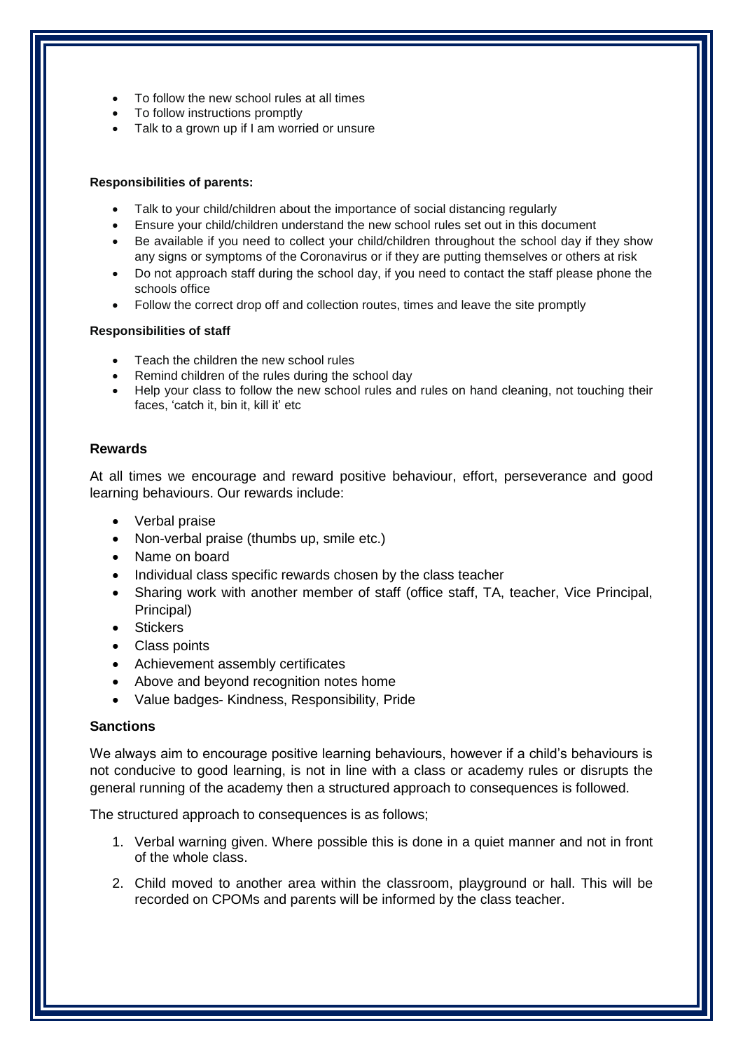- To follow the new school rules at all times
- To follow instructions promptly
- Talk to a grown up if I am worried or unsure

**Responsibilities of parents:**

- Talk to your child/children about the importance of social distancing regularly
- Ensure your child/children understand the new school rules set out in this document
- Be available if you need to collect your child/children throughout the school day if they show any signs or symptoms of the Coronavirus or if they are putting themselves or others at risk
- Do not approach staff during the school day, if you need to contact the staff please phone the schools office
- Follow the correct drop off and collection routes, times and leave the site promptly

**Responsibilities of staff**

- Teach the children the new school rules
- Remind children of the rules during the school day
- Help your class to follow the new school rules and rules on hand cleaning, not touching their faces, 'catch it, bin it, kill it' etc

### Rewards

At all times we encourage and reward positive behaviour, effort, perseverance and good learning behaviours. Our rewards include:

- Verbal praise
- Non-verbal praise (thumbs up, smile etc.)
- Name on board
- Individual class specific rewards chosen by the class teacher
- Sharing work with another member of staff (office staff, TA, teacher, Vice Principal, Principal)
- Stickers
- Class points
- Achievement assembly certificates
- Above and beyond recognition notes home
- Value badges- Kindness, Responsibility, Pride

### Sanctions

We always aim to encourage positive learning behaviours, however if a child's behaviours is not conducive to good learning, is not in line with a class or academy rules or disrupts the general running of the academy then a structured approach to consequences is followed.

The structured approach to consequences is as follows;

1. Verbal warning given. Where possible this is done in a quiet manner and not in front of the whole class.
2. Child moved to another area within the classroom, playground or hall. This will be recorded on CPOMs and parents will be informed by the class teacher.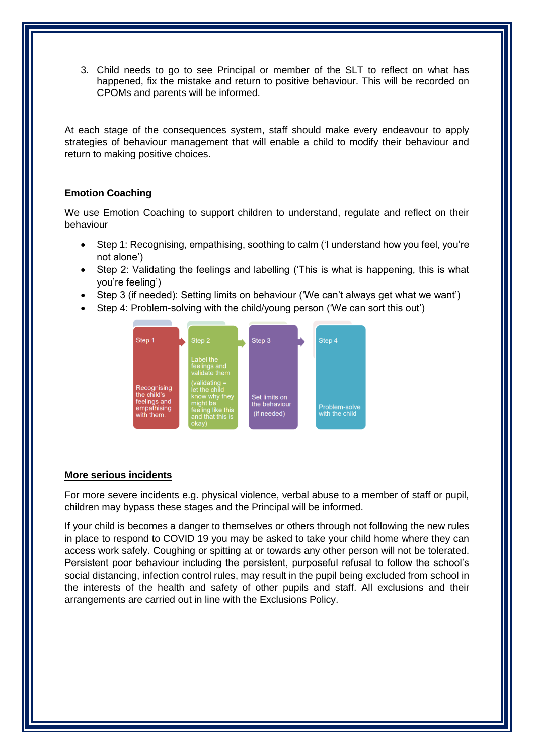3. Child needs to go to see Principal or member of the SLT to reflect on what has happened, fix the mistake and return to positive behaviour. This will be recorded on CPOMs and parents will be informed.

At each stage of the consequences system, staff should make every endeavour to apply strategies of behaviour management that will enable a child to modify their behaviour and return to making positive choices.

**Emotion Coaching**

We use Emotion Coaching to support children to understand, regulate and reflect on their behaviour

- Step 1: Recognising, empathising, soothing to calm ('I understand how you feel, you're not alone')
- Step 2: Validating the feelings and labelling ('This is what is happening, this is what you're feeling')
- Step 3 (if needed): Setting limits on behaviour ('We can't always get what we want')
- Step 4: Problem-solving with the child/young person ('We can sort this out')

Step 1

Recognising the child's feelings and empathising with them.

Step 2

Label the feelings and validate them

(validating = let the child know why they might be feeling like this and that this is okay)

Step 3

Set limits on the behaviour

(if needed)

Step 4

Problem-solve with the child

**More serious incidents**

For more severe incidents e.g. physical violence, verbal abuse to a member of staff or pupil, children may bypass these stages and the Principal will be informed.

If your child is becomes a danger to themselves or others through not following the new rules in place to respond to COVID 19 you may be asked to take your child home where they can access work safely. Coughing or spitting at or towards any other person will not be tolerated. Persistent poor behaviour including the persistent, purposeful refusal to follow the school's social distancing, infection control rules, may result in the pupil being excluded from school in the interests of the health and safety of other pupils and staff. All exclusions and their arrangements are carried out in line with the Exclusions Policy.